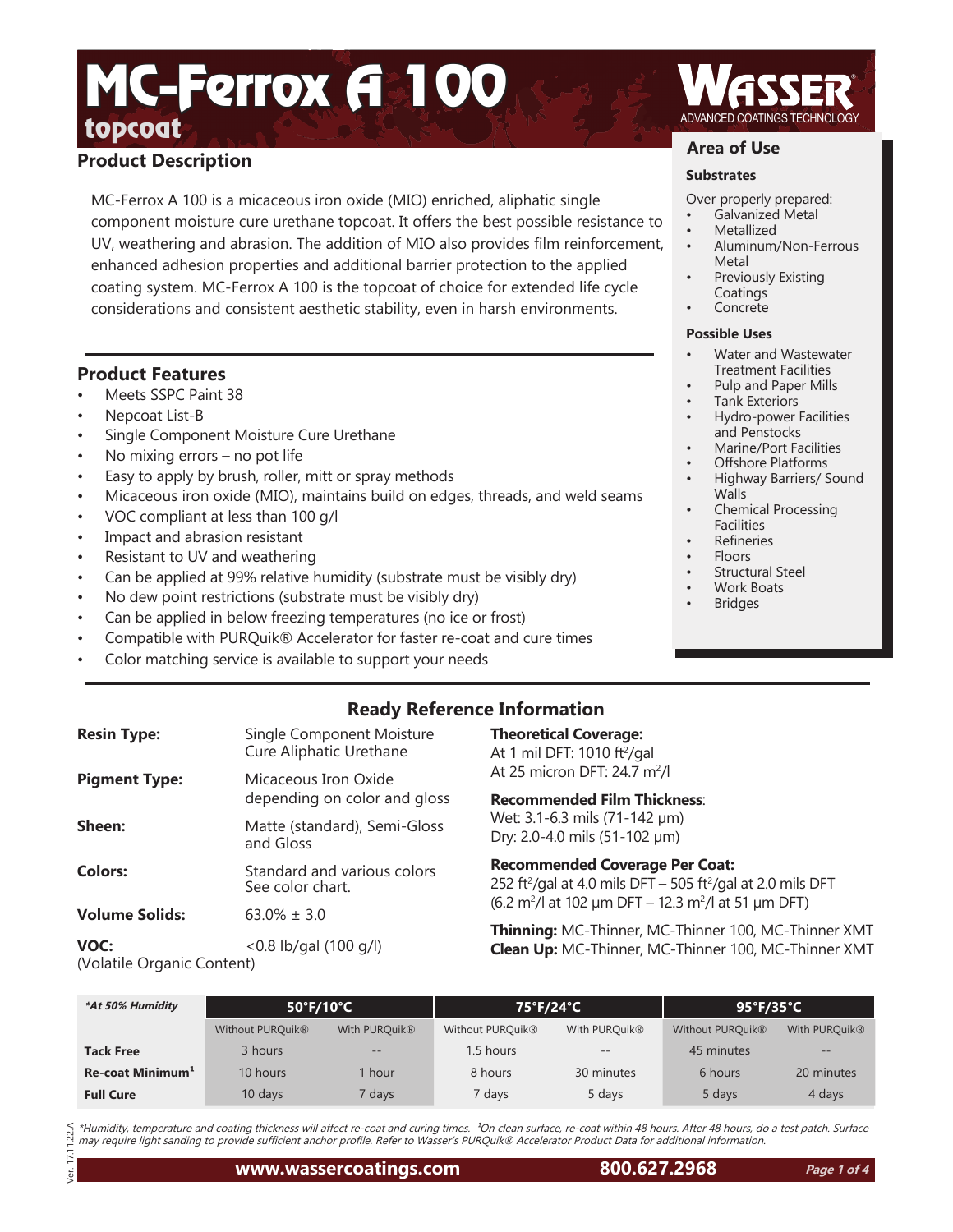# MC-Ferrox A 100

**topcoat**

WASSER® ADVANCED COATINGS TECHNOLOGY

## Product Description

MC-Ferrox A 100 is a micaceous iron oxide (MIO) enriched, aliphatic single component moisture cure urethane topcoat. It offers the best possible resistance to UV, weathering and abrasion. The addition of MIO also provides film reinforcement, enhanced adhesion properties and additional barrier protection to the applied coating system. MC-Ferrox A 100 is the topcoat of choice for extended life cycle considerations and consistent aesthetic stability, even in harsh environments.

## Product Features

- Meets SSPC Paint 38
- Nepcoat List-B
- Single Component Moisture Cure Urethane
- No mixing errors – no pot life
- Easy to apply by brush, roller, mitt or spray methods
- Micaceous iron oxide (MIO), maintains build on edges, threads, and weld seams
- VOC compliant at less than 100 g/l
- Impact and abrasion resistant
- Resistant to UV and weathering
- Can be applied at 99% relative humidity (substrate must be visibly dry)
- No dew point restrictions (substrate must be visibly dry)
- Can be applied in below freezing temperatures (no ice or frost)
- Compatible with PURQuik® Accelerator for faster re-coat and cure times
- Color matching service is available to support your needs

## Area of Use

### Substrates

Over properly prepared:

- Galvanized Metal
- Metallized
- Aluminum/Non-Ferrous Metal
- Previously Existing Coatings
- Concrete

### Possible Uses

- Water and Wastewater Treatment Facilities
- Pulp and Paper Mills
- Tank Exteriors
- Hydro-power Facilities and Penstocks
- Marine/Port Facilities
- Offshore Platforms
- Highway Barriers/ Sound Walls
- Chemical Processing Facilities
- Refineries
- Floors
- Structural Steel
- Work Boats
- Bridges

## Ready Reference Information

**Resin Type:** Single Component Moisture Cure Aliphatic Urethane

**Pigment Type:** Micaceous Iron Oxide depending on color and gloss

**Sheen:** Matte (standard), Semi-Gloss and Gloss

**Colors:** Standard and various colors See color chart.

**Volume Solids:** 63.0% ± 3.0

**VOC:** (Volatile Organic Content) <0.8 lb/gal (100 g/l)

**Theoretical Coverage:**
At 1 mil DFT: 1010 ft²/gal
At 25 micron DFT: 24.7 m²/l

**Recommended Film Thickness**:
Wet: 3.1-6.3 mils (71-142 µm)
Dry: 2.0-4.0 mils (51-102 µm)

**Recommended Coverage Per Coat:**
252 ft²/gal at 4.0 mils DFT – 505 ft²/gal at 2.0 mils DFT
(6.2 m²/l at 102 µm DFT – 12.3 m²/l at 51 µm DFT)

**Thinning:** MC-Thinner, MC-Thinner 100, MC-Thinner XMT
**Clean Up:** MC-Thinner, MC-Thinner 100, MC-Thinner XMT

| *\*At 50% Humidity* | 50°F/10°C | | 75°F/24°C | | 95°F/35°C | |
|---|---|---|---|---|---|---|
| | Without PURQuik® | With PURQuik® | Without PURQuik® | With PURQuik® | Without PURQuik® | With PURQuik® |
| **Tack Free** | 3 hours | -- | 1.5 hours | -- | 45 minutes | -- |
| **Re-coat Minimum[1]** | 10 hours | 1 hour | 8 hours | 30 minutes | 6 hours | 20 minutes |
| **Full Cure** | 10 days | 7 days | 7 days | 5 days | 5 days | 4 days |

*\*Humidity, temperature and coating thickness will affect re-coat and curing times. [1]On clean surface, re-coat within 48 hours. After 48 hours, do a test patch. Surface may require light sanding to provide sufficient anchor profile. Refer to Wasser's PURQuik® Accelerator Product Data for additional information.*

Ver. 17.11.22.A

www.wassercoatings.com 800.627.2968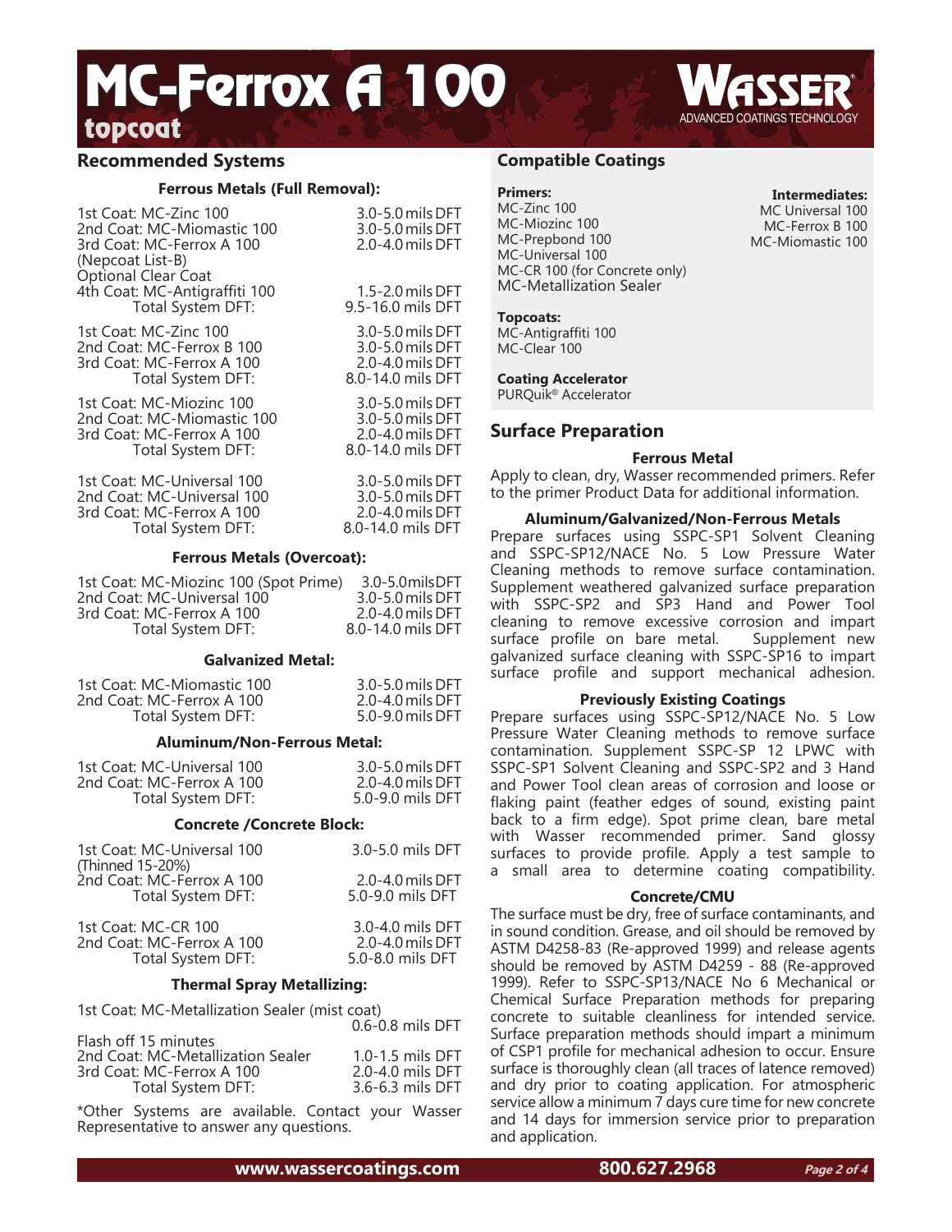# MC-Ferrox A 100 topcoat

## Recommended Systems

### Ferrous Metals (Full Removal):

| | |
|---|---|
| 1st Coat: MC-Zinc 100 | 3.0-5.0 mils DFT |
| 2nd Coat: MC-Miomastic 100 | 3.0-5.0 mils DFT |
| 3rd Coat: MC-Ferrox A 100 (Nepcoat List-B) | 2.0-4.0 mils DFT |
| Optional Clear Coat | |
| 4th Coat: MC-Antigraffiti 100 | 1.5-2.0 mils DFT |
| Total System DFT: | 9.5-16.0 mils DFT |

| | |
|---|---|
| 1st Coat: MC-Zinc 100 | 3.0-5.0 mils DFT |
| 2nd Coat: MC-Ferrox B 100 | 3.0-5.0 mils DFT |
| 3rd Coat: MC-Ferrox A 100 | 2.0-4.0 mils DFT |
| Total System DFT: | 8.0-14.0 mils DFT |

| | |
|---|---|
| 1st Coat: MC-Miozinc 100 | 3.0-5.0 mils DFT |
| 2nd Coat: MC-Miomastic 100 | 3.0-5.0 mils DFT |
| 3rd Coat: MC-Ferrox A 100 | 2.0-4.0 mils DFT |
| Total System DFT: | 8.0-14.0 mils DFT |

| | |
|---|---|
| 1st Coat: MC-Universal 100 | 3.0-5.0 mils DFT |
| 2nd Coat: MC-Universal 100 | 3.0-5.0 mils DFT |
| 3rd Coat: MC-Ferrox A 100 | 2.0-4.0 mils DFT |
| Total System DFT: | 8.0-14.0 mils DFT |

### Ferrous Metals (Overcoat):

| | |
|---|---|
| 1st Coat: MC-Miozinc 100 (Spot Prime) | 3.0-5.0 mils DFT |
| 2nd Coat: MC-Universal 100 | 3.0-5.0 mils DFT |
| 3rd Coat: MC-Ferrox A 100 | 2.0-4.0 mils DFT |
| Total System DFT: | 8.0-14.0 mils DFT |

### Galvanized Metal:

| | |
|---|---|
| 1st Coat: MC-Miomastic 100 | 3.0-5.0 mils DFT |
| 2nd Coat: MC-Ferrox A 100 | 2.0-4.0 mils DFT |
| Total System DFT: | 5.0-9.0 mils DFT |

### Aluminum/Non-Ferrous Metal:

| | |
|---|---|
| 1st Coat: MC-Universal 100 | 3.0-5.0 mils DFT |
| 2nd Coat: MC-Ferrox A 100 | 2.0-4.0 mils DFT |
| Total System DFT: | 5.0-9.0 mils DFT |

### Concrete /Concrete Block:

| | |
|---|---|
| 1st Coat: MC-Universal 100 (Thinned 15-20%) | 3.0-5.0 mils DFT |
| 2nd Coat: MC-Ferrox A 100 | 2.0-4.0 mils DFT |
| Total System DFT: | 5.0-9.0 mils DFT |

| | |
|---|---|
| 1st Coat: MC-CR 100 | 3.0-4.0 mils DFT |
| 2nd Coat: MC-Ferrox A 100 | 2.0-4.0 mils DFT |
| Total System DFT: | 5.0-8.0 mils DFT |

### Thermal Spray Metallizing:

| | |
|---|---|
| 1st Coat: MC-Metallization Sealer (mist coat) | 0.6-0.8 mils DFT |
| Flash off 15 minutes | |
| 2nd Coat: MC-Metallization Sealer | 1.0-1.5 mils DFT |
| 3rd Coat: MC-Ferrox A 100 | 2.0-4.0 mils DFT |
| Total System DFT: | 3.6-6.3 mils DFT |

*Other Systems are available. Contact your Wasser Representative to answer any questions.

## Compatible Coatings

**Primers:**
MC-Zinc 100
MC-Miozinc 100
MC-Prepbond 100
MC-Universal 100
MC-CR 100 (for Concrete only)
MC-Metallization Sealer

**Intermediates:**
MC Universal 100
MC-Ferrox B 100
MC-Miomastic 100

**Topcoats:**
MC-Antigraffiti 100
MC-Clear 100

**Coating Accelerator**
PURQuik® Accelerator

## Surface Preparation

### Ferrous Metal

Apply to clean, dry, Wasser recommended primers. Refer to the primer Product Data for additional information.

### Aluminum/Galvanized/Non-Ferrous Metals

Prepare surfaces using SSPC-SP1 Solvent Cleaning and SSPC-SP12/NACE No. 5 Low Pressure Water Cleaning methods to remove surface contamination. Supplement weathered galvanized surface preparation with SSPC-SP2 and SP3 Hand and Power Tool cleaning to remove excessive corrosion and impart surface profile on bare metal. Supplement new galvanized surface cleaning with SSPC-SP16 to impart surface profile and support mechanical adhesion.

### Previously Existing Coatings

Prepare surfaces using SSPC-SP12/NACE No. 5 Low Pressure Water Cleaning methods to remove surface contamination. Supplement SSPC-SP 12 LPWC with SSPC-SP1 Solvent Cleaning and SSPC-SP2 and 3 Hand and Power Tool clean areas of corrosion and loose or flaking paint (feather edges of sound, existing paint back to a firm edge). Spot prime clean, bare metal with Wasser recommended primer. Sand glossy surfaces to provide profile. Apply a test sample to a small area to determine coating compatibility.

### Concrete/CMU

The surface must be dry, free of surface contaminants, and in sound condition. Grease, and oil should be removed by ASTM D4258-83 (Re-approved 1999) and release agents should be removed by ASTM D4259 - 88 (Re-approved 1999). Refer to SSPC-SP13/NACE No 6 Mechanical or Chemical Surface Preparation methods for preparing concrete to suitable cleanliness for intended service. Surface preparation methods should impart a minimum of CSP1 profile for mechanical adhesion to occur. Ensure surface is thoroughly clean (all traces of latence removed) and dry prior to coating application. For atmospheric service allow a minimum 7 days cure time for new concrete and 14 days for immersion service prior to preparation and application.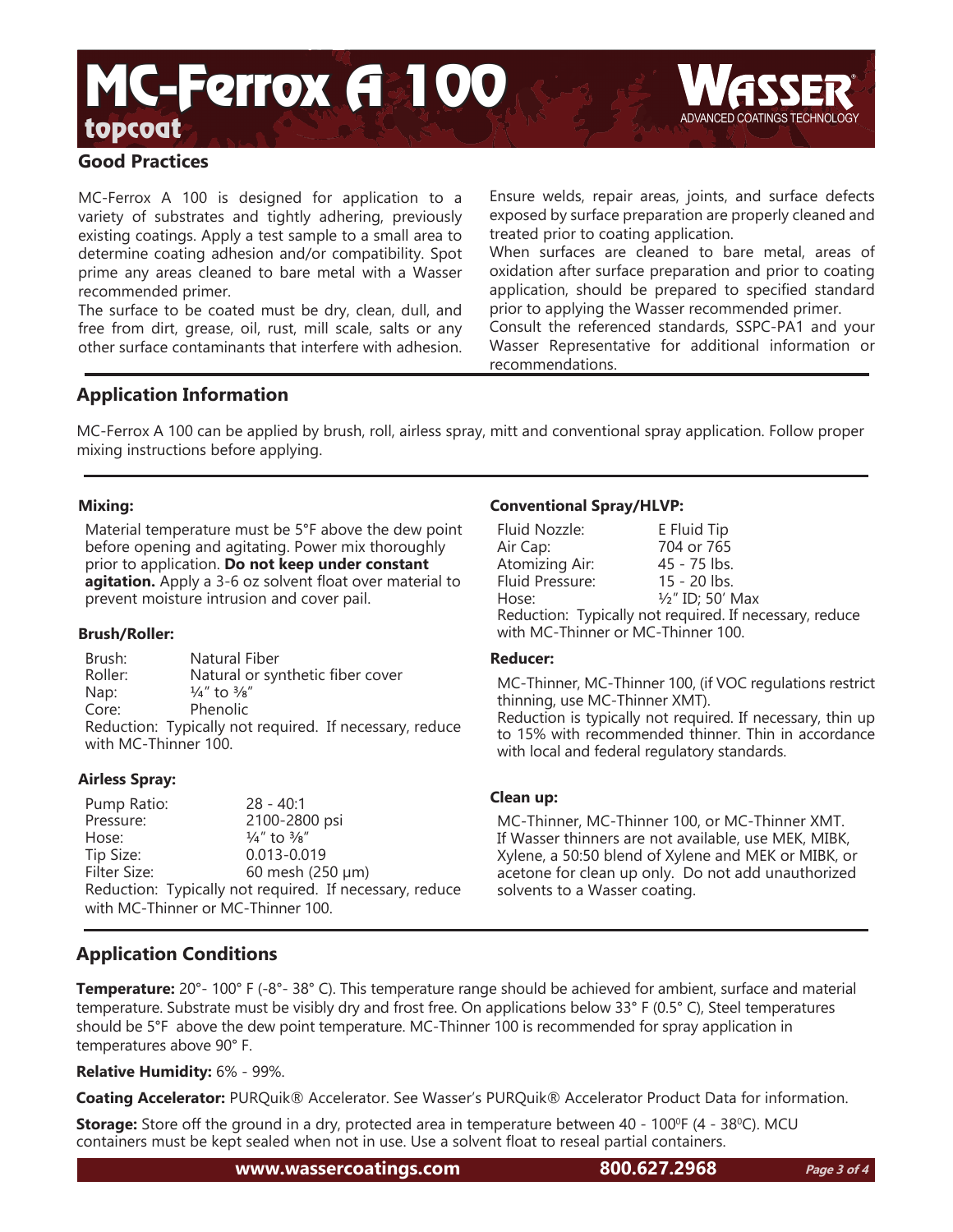# MC-Ferrox A 100

## topcoat

WASSER
ADVANCED COATINGS TECHNOLOGY

## Good Practices

MC-Ferrox A 100 is designed for application to a variety of substrates and tightly adhering, previously existing coatings. Apply a test sample to a small area to determine coating adhesion and/or compatibility. Spot prime any areas cleaned to bare metal with a Wasser recommended primer.

The surface to be coated must be dry, clean, dull, and free from dirt, grease, oil, rust, mill scale, salts or any other surface contaminants that interfere with adhesion.

Ensure welds, repair areas, joints, and surface defects exposed by surface preparation are properly cleaned and treated prior to coating application.

When surfaces are cleaned to bare metal, areas of oxidation after surface preparation and prior to coating application, should be prepared to specified standard prior to applying the Wasser recommended primer.

Consult the referenced standards, SSPC-PA1 and your Wasser Representative for additional information or recommendations.

## Application Information

MC-Ferrox A 100 can be applied by brush, roll, airless spray, mitt and conventional spray application. Follow proper mixing instructions before applying.

### Mixing:

Material temperature must be 5°F above the dew point before opening and agitating. Power mix thoroughly prior to application. **Do not keep under constant agitation.** Apply a 3-6 oz solvent float over material to prevent moisture intrusion and cover pail.

### Brush/Roller:

| | |
|---|---|
| Brush: | Natural Fiber |
| Roller: | Natural or synthetic fiber cover |
| Nap: | ¼" to ⅜" |
| Core: | Phenolic |

Reduction: Typically not required. If necessary, reduce with MC-Thinner 100.

### Airless Spray:

| | |
|---|---|
| Pump Ratio: | 28 - 40:1 |
| Pressure: | 2100-2800 psi |
| Hose: | ¼" to ⅜" |
| Tip Size: | 0.013-0.019 |
| Filter Size: | 60 mesh (250 µm) |

Reduction: Typically not required. If necessary, reduce with MC-Thinner or MC-Thinner 100.

### Conventional Spray/HLVP:

| | |
|---|---|
| Fluid Nozzle: | E Fluid Tip |
| Air Cap: | 704 or 765 |
| Atomizing Air: | 45 - 75 lbs. |
| Fluid Pressure: | 15 - 20 lbs. |
| Hose: | ½" ID; 50' Max |

Reduction: Typically not required. If necessary, reduce with MC-Thinner or MC-Thinner 100.

### Reducer:

MC-Thinner, MC-Thinner 100, (if VOC regulations restrict thinning, use MC-Thinner XMT).

Reduction is typically not required. If necessary, thin up to 15% with recommended thinner. Thin in accordance with local and federal regulatory standards.

### Clean up:

MC-Thinner, MC-Thinner 100, or MC-Thinner XMT. If Wasser thinners are not available, use MEK, MIBK, Xylene, a 50:50 blend of Xylene and MEK or MIBK, or acetone for clean up only. Do not add unauthorized solvents to a Wasser coating.

## Application Conditions

**Temperature:** 20°- 100° F (-8°- 38° C). This temperature range should be achieved for ambient, surface and material temperature. Substrate must be visibly dry and frost free. On applications below 33° F (0.5° C), Steel temperatures should be 5°F above the dew point temperature. MC-Thinner 100 is recommended for spray application in temperatures above 90° F.

**Relative Humidity:** 6% - 99%.

**Coating Accelerator:** PURQuik® Accelerator. See Wasser's PURQuik® Accelerator Product Data for information.

**Storage:** Store off the ground in a dry, protected area in temperature between 40 - 100°F (4 - 38°C). MCU containers must be kept sealed when not in use. Use a solvent float to reseal partial containers.

www.wassercoatings.com 800.627.2968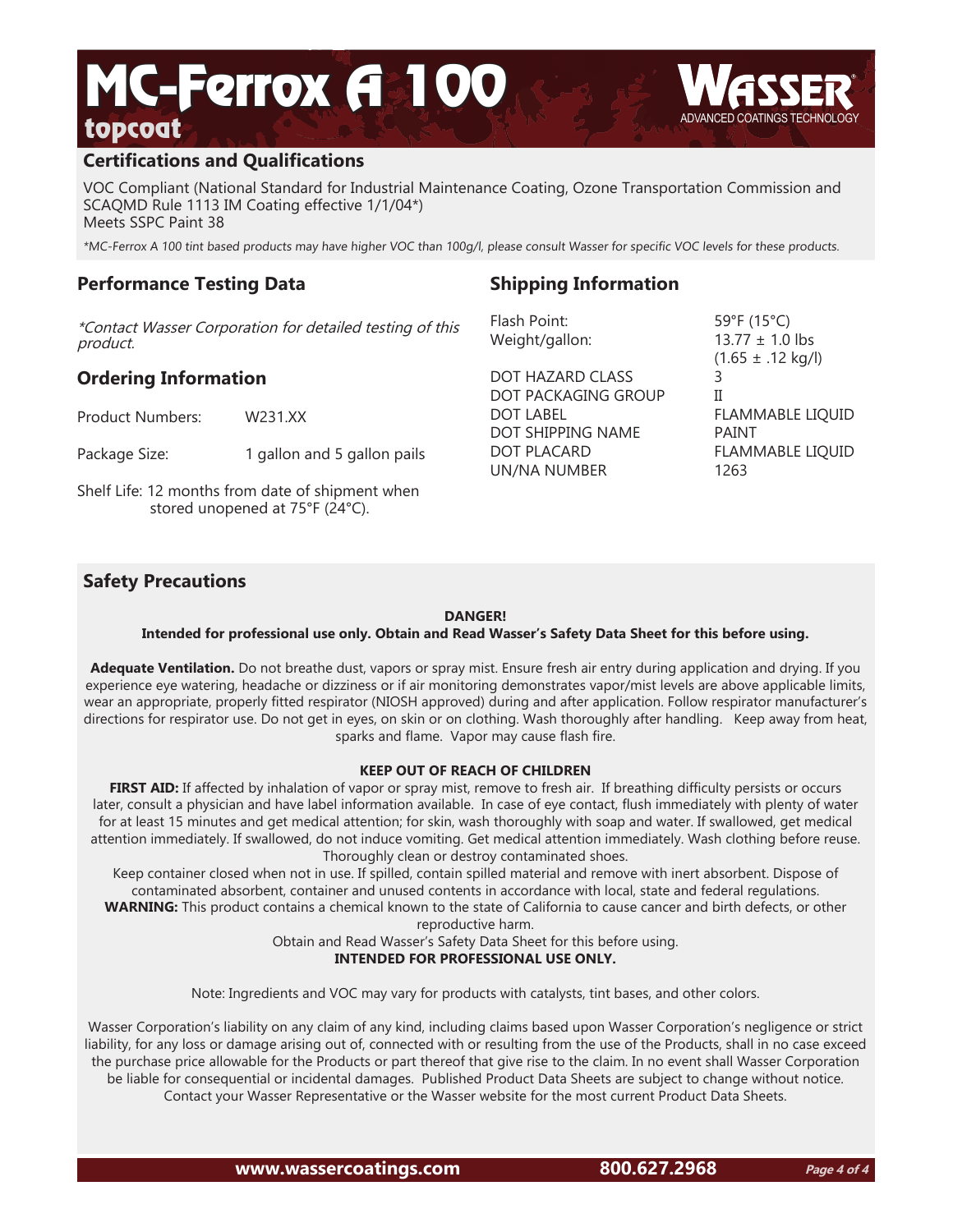# MC-Ferrox A 100

**topcoat**

WASSER® ADVANCED COATINGS TECHNOLOGY

## Certifications and Qualifications

VOC Compliant (National Standard for Industrial Maintenance Coating, Ozone Transportation Commission and SCAQMD Rule 1113 IM Coating effective 1/1/04*)
Meets SSPC Paint 38

*\*MC-Ferrox A 100 tint based products may have higher VOC than 100g/l, please consult Wasser for specific VOC levels for these products.*

## Performance Testing Data

*\*Contact Wasser Corporation for detailed testing of this product.*

## Ordering Information

| | |
|---|---|
| Product Numbers: | W231.XX |
| Package Size: | 1 gallon and 5 gallon pails |

Shelf Life: 12 months from date of shipment when stored unopened at 75°F (24°C).

## Shipping Information

| | |
|---|---|
| Flash Point: | 59°F (15°C) |
| Weight/gallon: | 13.77 ± 1.0 lbs (1.65 ± .12 kg/l) |
| DOT HAZARD CLASS | 3 |
| DOT PACKAGING GROUP | II |
| DOT LABEL | FLAMMABLE LIQUID |
| DOT SHIPPING NAME | PAINT |
| DOT PLACARD | FLAMMABLE LIQUID |
| UN/NA NUMBER | 1263 |

## Safety Precautions

**DANGER!**

**Intended for professional use only. Obtain and Read Wasser's Safety Data Sheet for this before using.**

**Adequate Ventilation.** Do not breathe dust, vapors or spray mist. Ensure fresh air entry during application and drying. If you experience eye watering, headache or dizziness or if air monitoring demonstrates vapor/mist levels are above applicable limits, wear an appropriate, properly fitted respirator (NIOSH approved) during and after application. Follow respirator manufacturer's directions for respirator use. Do not get in eyes, on skin or on clothing. Wash thoroughly after handling. Keep away from heat, sparks and flame. Vapor may cause flash fire.

**KEEP OUT OF REACH OF CHILDREN**

**FIRST AID:** If affected by inhalation of vapor or spray mist, remove to fresh air. If breathing difficulty persists or occurs later, consult a physician and have label information available. In case of eye contact, flush immediately with plenty of water for at least 15 minutes and get medical attention; for skin, wash thoroughly with soap and water. If swallowed, get medical attention immediately. If swallowed, do not induce vomiting. Get medical attention immediately. Wash clothing before reuse. Thoroughly clean or destroy contaminated shoes.

Keep container closed when not in use. If spilled, contain spilled material and remove with inert absorbent. Dispose of contaminated absorbent, container and unused contents in accordance with local, state and federal regulations.

**WARNING:** This product contains a chemical known to the state of California to cause cancer and birth defects, or other reproductive harm.

Obtain and Read Wasser's Safety Data Sheet for this before using.

**INTENDED FOR PROFESSIONAL USE ONLY.**

Note: Ingredients and VOC may vary for products with catalysts, tint bases, and other colors.

Wasser Corporation's liability on any claim of any kind, including claims based upon Wasser Corporation's negligence or strict liability, for any loss or damage arising out of, connected with or resulting from the use of the Products, shall in no case exceed the purchase price allowable for the Products or part thereof that give rise to the claim. In no event shall Wasser Corporation be liable for consequential or incidental damages. Published Product Data Sheets are subject to change without notice. Contact your Wasser Representative or the Wasser website for the most current Product Data Sheets.

**www.wassercoatings.com** **800.627.2968**